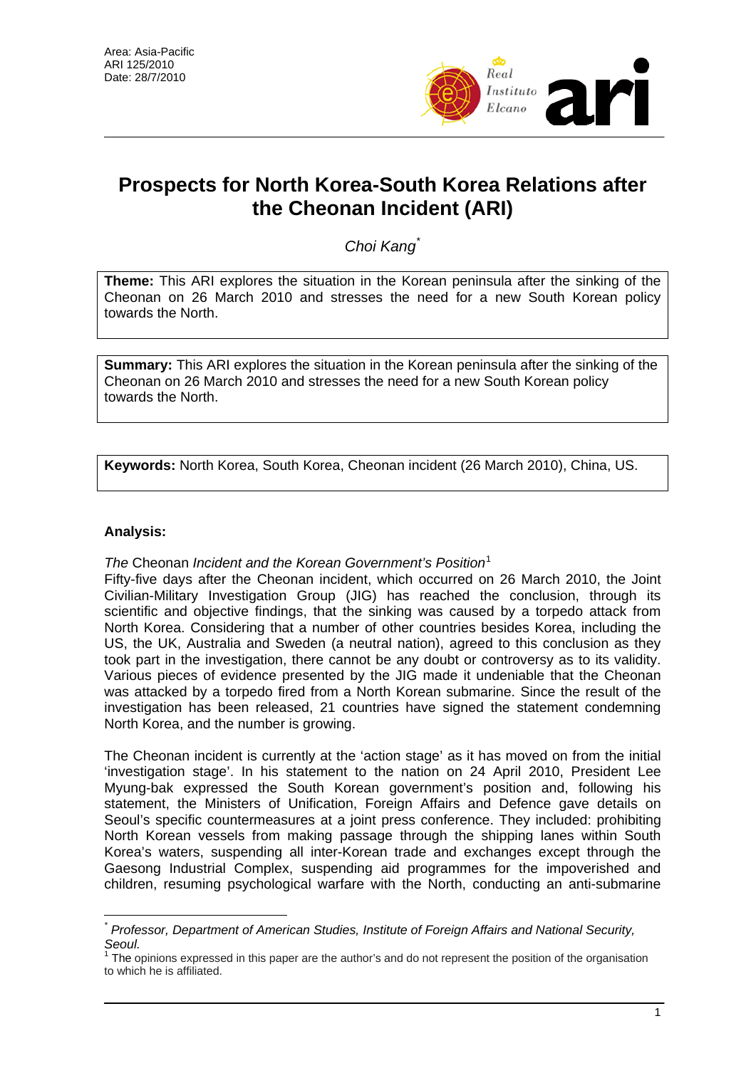Area: Asia-Pacific
ARI 125/2010
Date: 28/7/2010

# Prospects for North Korea-South Korea Relations after the Cheonan Incident (ARI)

*Choi Kang*[*]

**Theme:** This ARI explores the situation in the Korean peninsula after the sinking of the Cheonan on 26 March 2010 and stresses the need for a new South Korean policy towards the North.

**Summary:** This ARI explores the situation in the Korean peninsula after the sinking of the Cheonan on 26 March 2010 and stresses the need for a new South Korean policy towards the North.

**Keywords:** North Korea, South Korea, Cheonan incident (26 March 2010), China, US.

## Analysis:

*The* Cheonan *Incident and the Korean Government's Position*[1]

Fifty-five days after the Cheonan incident, which occurred on 26 March 2010, the Joint Civilian-Military Investigation Group (JIG) has reached the conclusion, through its scientific and objective findings, that the sinking was caused by a torpedo attack from North Korea. Considering that a number of other countries besides Korea, including the US, the UK, Australia and Sweden (a neutral nation), agreed to this conclusion as they took part in the investigation, there cannot be any doubt or controversy as to its validity. Various pieces of evidence presented by the JIG made it undeniable that the Cheonan was attacked by a torpedo fired from a North Korean submarine. Since the result of the investigation has been released, 21 countries have signed the statement condemning North Korea, and the number is growing.

The Cheonan incident is currently at the 'action stage' as it has moved on from the initial 'investigation stage'. In his statement to the nation on 24 April 2010, President Lee Myung-bak expressed the South Korean government's position and, following his statement, the Ministers of Unification, Foreign Affairs and Defence gave details on Seoul's specific countermeasures at a joint press conference. They included: prohibiting North Korean vessels from making passage through the shipping lanes within South Korea's waters, suspending all inter-Korean trade and exchanges except through the Gaesong Industrial Complex, suspending aid programmes for the impoverished and children, resuming psychological warfare with the North, conducting an anti-submarine

---

[*] *Professor, Department of American Studies, Institute of Foreign Affairs and National Security, Seoul.*

[1] The opinions expressed in this paper are the author's and do not represent the position of the organisation to which he is affiliated.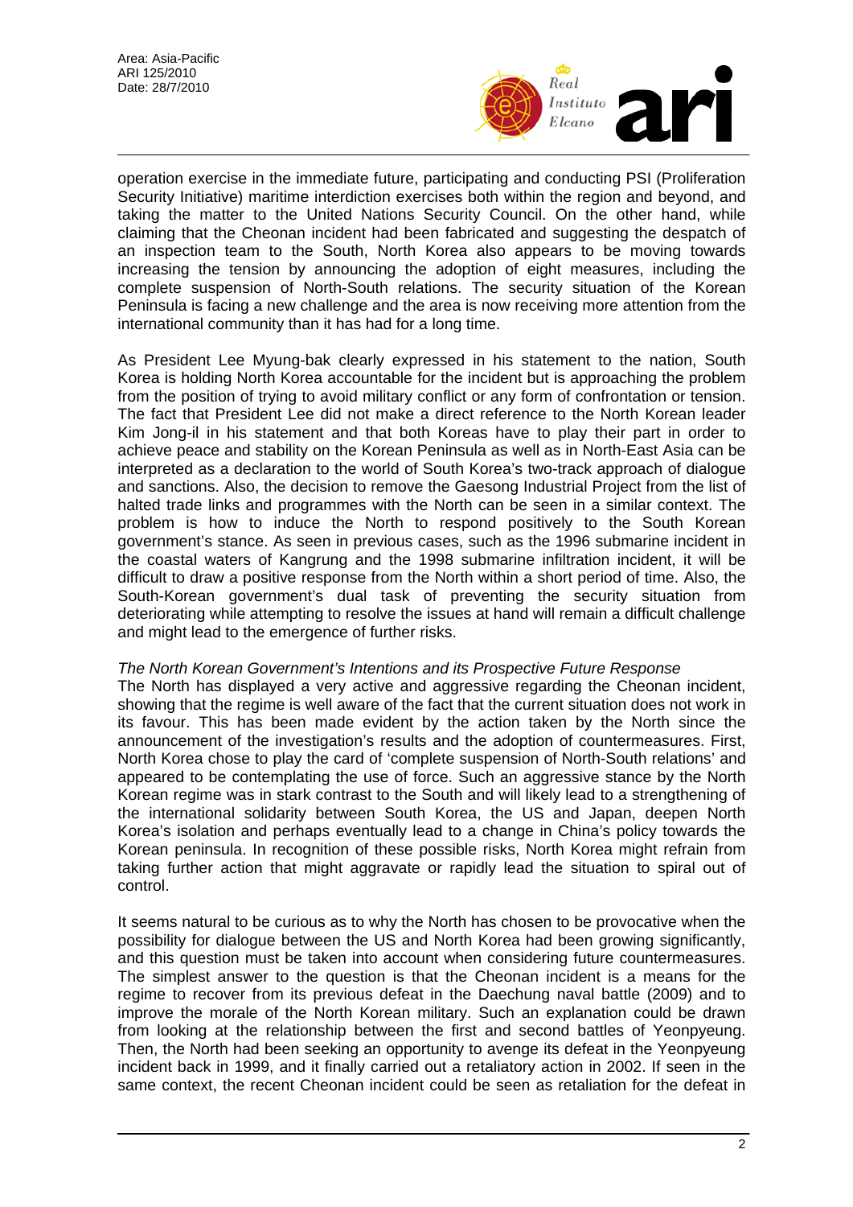operation exercise in the immediate future, participating and conducting PSI (Proliferation Security Initiative) maritime interdiction exercises both within the region and beyond, and taking the matter to the United Nations Security Council. On the other hand, while claiming that the Cheonan incident had been fabricated and suggesting the despatch of an inspection team to the South, North Korea also appears to be moving towards increasing the tension by announcing the adoption of eight measures, including the complete suspension of North-South relations. The security situation of the Korean Peninsula is facing a new challenge and the area is now receiving more attention from the international community than it has had for a long time.

As President Lee Myung-bak clearly expressed in his statement to the nation, South Korea is holding North Korea accountable for the incident but is approaching the problem from the position of trying to avoid military conflict or any form of confrontation or tension. The fact that President Lee did not make a direct reference to the North Korean leader Kim Jong-il in his statement and that both Koreas have to play their part in order to achieve peace and stability on the Korean Peninsula as well as in North-East Asia can be interpreted as a declaration to the world of South Korea's two-track approach of dialogue and sanctions. Also, the decision to remove the Gaesong Industrial Project from the list of halted trade links and programmes with the North can be seen in a similar context. The problem is how to induce the North to respond positively to the South Korean government's stance. As seen in previous cases, such as the 1996 submarine incident in the coastal waters of Kangrung and the 1998 submarine infiltration incident, it will be difficult to draw a positive response from the North within a short period of time. Also, the South-Korean government's dual task of preventing the security situation from deteriorating while attempting to resolve the issues at hand will remain a difficult challenge and might lead to the emergence of further risks.

*The North Korean Government's Intentions and its Prospective Future Response*

The North has displayed a very active and aggressive regarding the Cheonan incident, showing that the regime is well aware of the fact that the current situation does not work in its favour. This has been made evident by the action taken by the North since the announcement of the investigation's results and the adoption of countermeasures. First, North Korea chose to play the card of 'complete suspension of North-South relations' and appeared to be contemplating the use of force. Such an aggressive stance by the North Korean regime was in stark contrast to the South and will likely lead to a strengthening of the international solidarity between South Korea, the US and Japan, deepen North Korea's isolation and perhaps eventually lead to a change in China's policy towards the Korean peninsula. In recognition of these possible risks, North Korea might refrain from taking further action that might aggravate or rapidly lead the situation to spiral out of control.

It seems natural to be curious as to why the North has chosen to be provocative when the possibility for dialogue between the US and North Korea had been growing significantly, and this question must be taken into account when considering future countermeasures. The simplest answer to the question is that the Cheonan incident is a means for the regime to recover from its previous defeat in the Daechung naval battle (2009) and to improve the morale of the North Korean military. Such an explanation could be drawn from looking at the relationship between the first and second battles of Yeonpyeung. Then, the North had been seeking an opportunity to avenge its defeat in the Yeonpyeung incident back in 1999, and it finally carried out a retaliatory action in 2002. If seen in the same context, the recent Cheonan incident could be seen as retaliation for the defeat in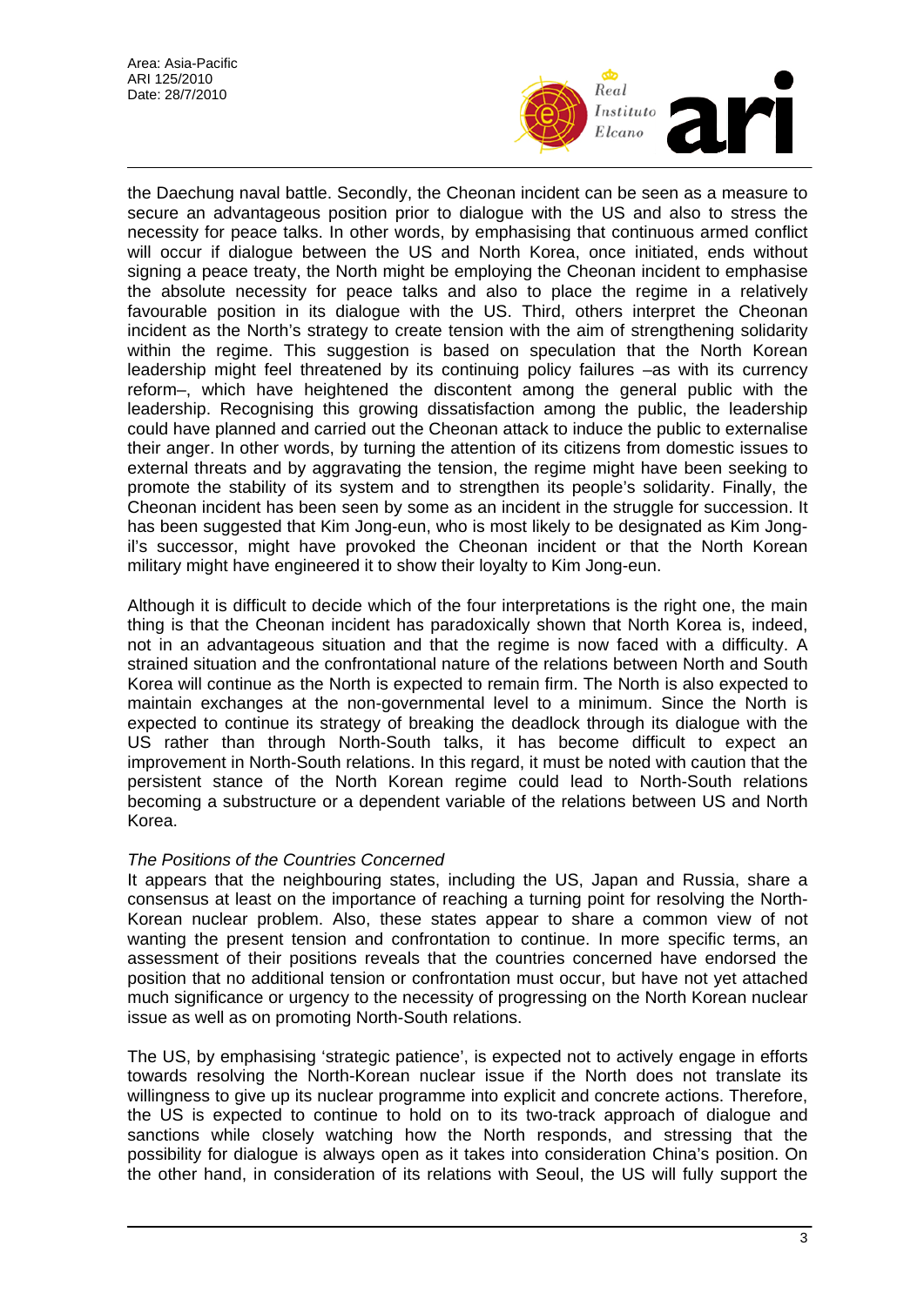the Daechung naval battle. Secondly, the Cheonan incident can be seen as a measure to secure an advantageous position prior to dialogue with the US and also to stress the necessity for peace talks. In other words, by emphasising that continuous armed conflict will occur if dialogue between the US and North Korea, once initiated, ends without signing a peace treaty, the North might be employing the Cheonan incident to emphasise the absolute necessity for peace talks and also to place the regime in a relatively favourable position in its dialogue with the US. Third, others interpret the Cheonan incident as the North's strategy to create tension with the aim of strengthening solidarity within the regime. This suggestion is based on speculation that the North Korean leadership might feel threatened by its continuing policy failures –as with its currency reform–, which have heightened the discontent among the general public with the leadership. Recognising this growing dissatisfaction among the public, the leadership could have planned and carried out the Cheonan attack to induce the public to externalise their anger. In other words, by turning the attention of its citizens from domestic issues to external threats and by aggravating the tension, the regime might have been seeking to promote the stability of its system and to strengthen its people's solidarity. Finally, the Cheonan incident has been seen by some as an incident in the struggle for succession. It has been suggested that Kim Jong-eun, who is most likely to be designated as Kim Jong-il's successor, might have provoked the Cheonan incident or that the North Korean military might have engineered it to show their loyalty to Kim Jong-eun.

Although it is difficult to decide which of the four interpretations is the right one, the main thing is that the Cheonan incident has paradoxically shown that North Korea is, indeed, not in an advantageous situation and that the regime is now faced with a difficulty. A strained situation and the confrontational nature of the relations between North and South Korea will continue as the North is expected to remain firm. The North is also expected to maintain exchanges at the non-governmental level to a minimum. Since the North is expected to continue its strategy of breaking the deadlock through its dialogue with the US rather than through North-South talks, it has become difficult to expect an improvement in North-South relations. In this regard, it must be noted with caution that the persistent stance of the North Korean regime could lead to North-South relations becoming a substructure or a dependent variable of the relations between US and North Korea.

*The Positions of the Countries Concerned*

It appears that the neighbouring states, including the US, Japan and Russia, share a consensus at least on the importance of reaching a turning point for resolving the North-Korean nuclear problem. Also, these states appear to share a common view of not wanting the present tension and confrontation to continue. In more specific terms, an assessment of their positions reveals that the countries concerned have endorsed the position that no additional tension or confrontation must occur, but have not yet attached much significance or urgency to the necessity of progressing on the North Korean nuclear issue as well as on promoting North-South relations.

The US, by emphasising 'strategic patience', is expected not to actively engage in efforts towards resolving the North-Korean nuclear issue if the North does not translate its willingness to give up its nuclear programme into explicit and concrete actions. Therefore, the US is expected to continue to hold on to its two-track approach of dialogue and sanctions while closely watching how the North responds, and stressing that the possibility for dialogue is always open as it takes into consideration China's position. On the other hand, in consideration of its relations with Seoul, the US will fully support the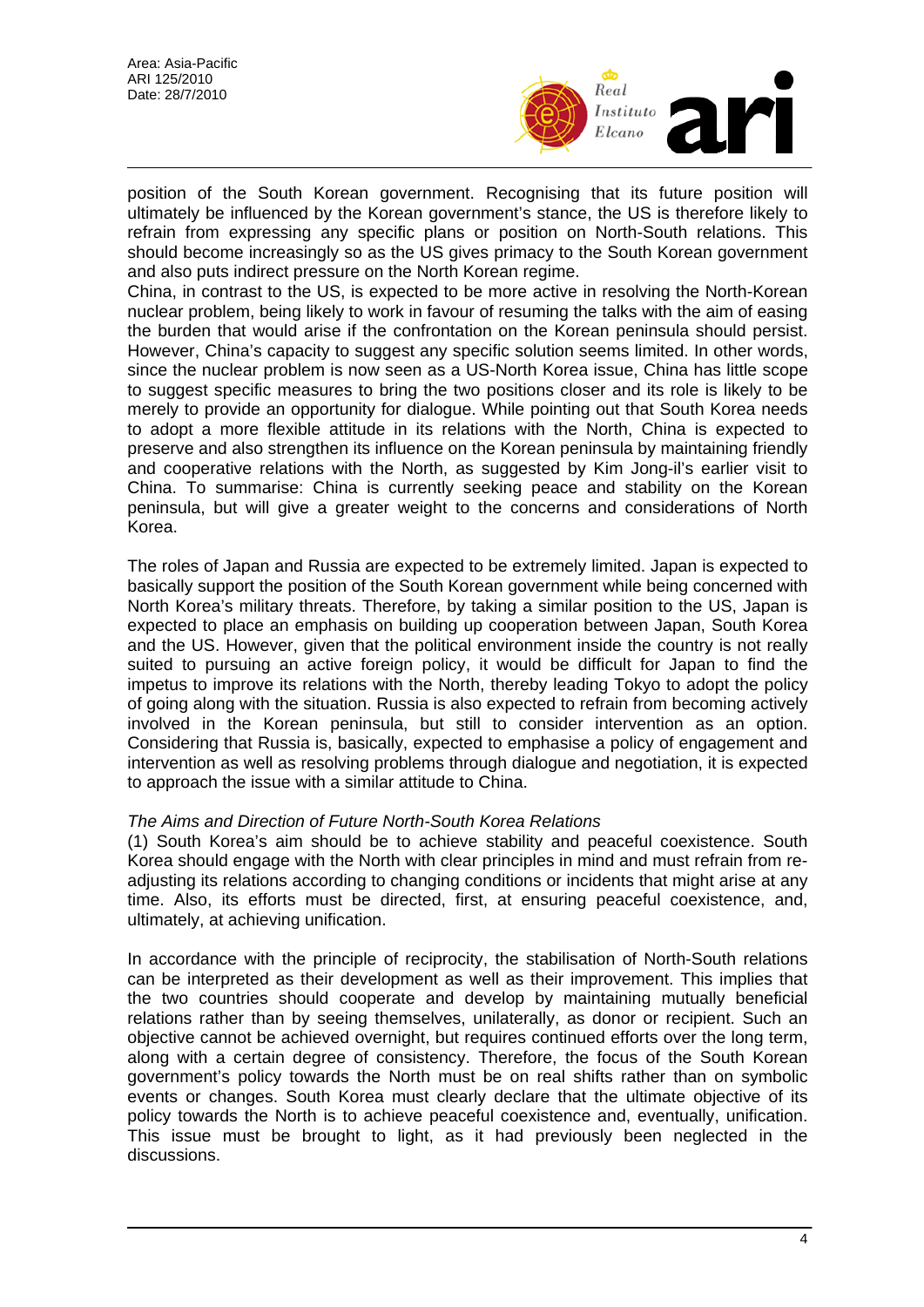position of the South Korean government. Recognising that its future position will ultimately be influenced by the Korean government's stance, the US is therefore likely to refrain from expressing any specific plans or position on North-South relations. This should become increasingly so as the US gives primacy to the South Korean government and also puts indirect pressure on the North Korean regime.
China, in contrast to the US, is expected to be more active in resolving the North-Korean nuclear problem, being likely to work in favour of resuming the talks with the aim of easing the burden that would arise if the confrontation on the Korean peninsula should persist. However, China's capacity to suggest any specific solution seems limited. In other words, since the nuclear problem is now seen as a US-North Korea issue, China has little scope to suggest specific measures to bring the two positions closer and its role is likely to be merely to provide an opportunity for dialogue. While pointing out that South Korea needs to adopt a more flexible attitude in its relations with the North, China is expected to preserve and also strengthen its influence on the Korean peninsula by maintaining friendly and cooperative relations with the North, as suggested by Kim Jong-il's earlier visit to China. To summarise: China is currently seeking peace and stability on the Korean peninsula, but will give a greater weight to the concerns and considerations of North Korea.

The roles of Japan and Russia are expected to be extremely limited. Japan is expected to basically support the position of the South Korean government while being concerned with North Korea's military threats. Therefore, by taking a similar position to the US, Japan is expected to place an emphasis on building up cooperation between Japan, South Korea and the US. However, given that the political environment inside the country is not really suited to pursuing an active foreign policy, it would be difficult for Japan to find the impetus to improve its relations with the North, thereby leading Tokyo to adopt the policy of going along with the situation. Russia is also expected to refrain from becoming actively involved in the Korean peninsula, but still to consider intervention as an option. Considering that Russia is, basically, expected to emphasise a policy of engagement and intervention as well as resolving problems through dialogue and negotiation, it is expected to approach the issue with a similar attitude to China.

*The Aims and Direction of Future North-South Korea Relations*

(1) South Korea's aim should be to achieve stability and peaceful coexistence. South Korea should engage with the North with clear principles in mind and must refrain from re-adjusting its relations according to changing conditions or incidents that might arise at any time. Also, its efforts must be directed, first, at ensuring peaceful coexistence, and, ultimately, at achieving unification.

In accordance with the principle of reciprocity, the stabilisation of North-South relations can be interpreted as their development as well as their improvement. This implies that the two countries should cooperate and develop by maintaining mutually beneficial relations rather than by seeing themselves, unilaterally, as donor or recipient. Such an objective cannot be achieved overnight, but requires continued efforts over the long term, along with a certain degree of consistency. Therefore, the focus of the South Korean government's policy towards the North must be on real shifts rather than on symbolic events or changes. South Korea must clearly declare that the ultimate objective of its policy towards the North is to achieve peaceful coexistence and, eventually, unification. This issue must be brought to light, as it had previously been neglected in the discussions.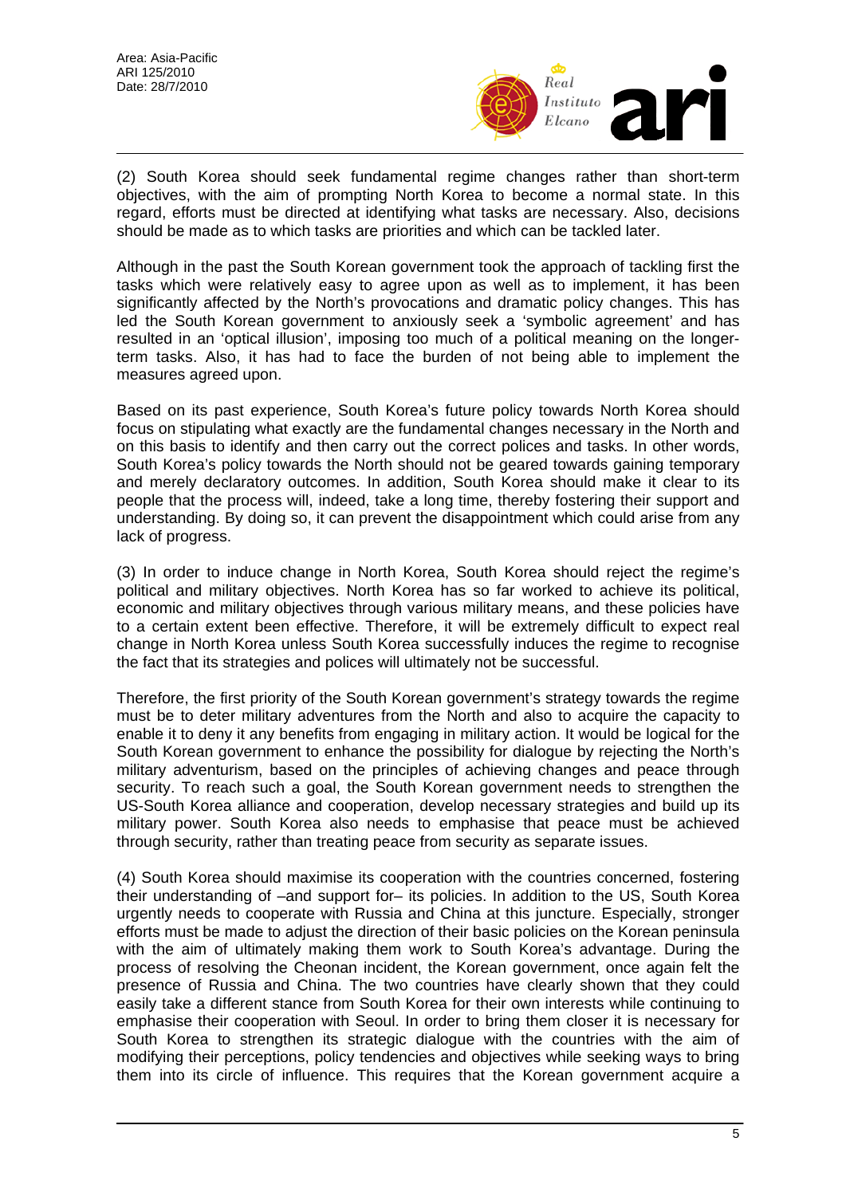(2) South Korea should seek fundamental regime changes rather than short-term objectives, with the aim of prompting North Korea to become a normal state. In this regard, efforts must be directed at identifying what tasks are necessary. Also, decisions should be made as to which tasks are priorities and which can be tackled later.

Although in the past the South Korean government took the approach of tackling first the tasks which were relatively easy to agree upon as well as to implement, it has been significantly affected by the North's provocations and dramatic policy changes. This has led the South Korean government to anxiously seek a 'symbolic agreement' and has resulted in an 'optical illusion', imposing too much of a political meaning on the longer-term tasks. Also, it has had to face the burden of not being able to implement the measures agreed upon.

Based on its past experience, South Korea's future policy towards North Korea should focus on stipulating what exactly are the fundamental changes necessary in the North and on this basis to identify and then carry out the correct polices and tasks. In other words, South Korea's policy towards the North should not be geared towards gaining temporary and merely declaratory outcomes. In addition, South Korea should make it clear to its people that the process will, indeed, take a long time, thereby fostering their support and understanding. By doing so, it can prevent the disappointment which could arise from any lack of progress.

(3) In order to induce change in North Korea, South Korea should reject the regime's political and military objectives. North Korea has so far worked to achieve its political, economic and military objectives through various military means, and these policies have to a certain extent been effective. Therefore, it will be extremely difficult to expect real change in North Korea unless South Korea successfully induces the regime to recognise the fact that its strategies and polices will ultimately not be successful.

Therefore, the first priority of the South Korean government's strategy towards the regime must be to deter military adventures from the North and also to acquire the capacity to enable it to deny it any benefits from engaging in military action. It would be logical for the South Korean government to enhance the possibility for dialogue by rejecting the North's military adventurism, based on the principles of achieving changes and peace through security. To reach such a goal, the South Korean government needs to strengthen the US-South Korea alliance and cooperation, develop necessary strategies and build up its military power. South Korea also needs to emphasise that peace must be achieved through security, rather than treating peace from security as separate issues.

(4) South Korea should maximise its cooperation with the countries concerned, fostering their understanding of –and support for– its policies. In addition to the US, South Korea urgently needs to cooperate with Russia and China at this juncture. Especially, stronger efforts must be made to adjust the direction of their basic policies on the Korean peninsula with the aim of ultimately making them work to South Korea's advantage. During the process of resolving the Cheonan incident, the Korean government, once again felt the presence of Russia and China. The two countries have clearly shown that they could easily take a different stance from South Korea for their own interests while continuing to emphasise their cooperation with Seoul. In order to bring them closer it is necessary for South Korea to strengthen its strategic dialogue with the countries with the aim of modifying their perceptions, policy tendencies and objectives while seeking ways to bring them into its circle of influence. This requires that the Korean government acquire a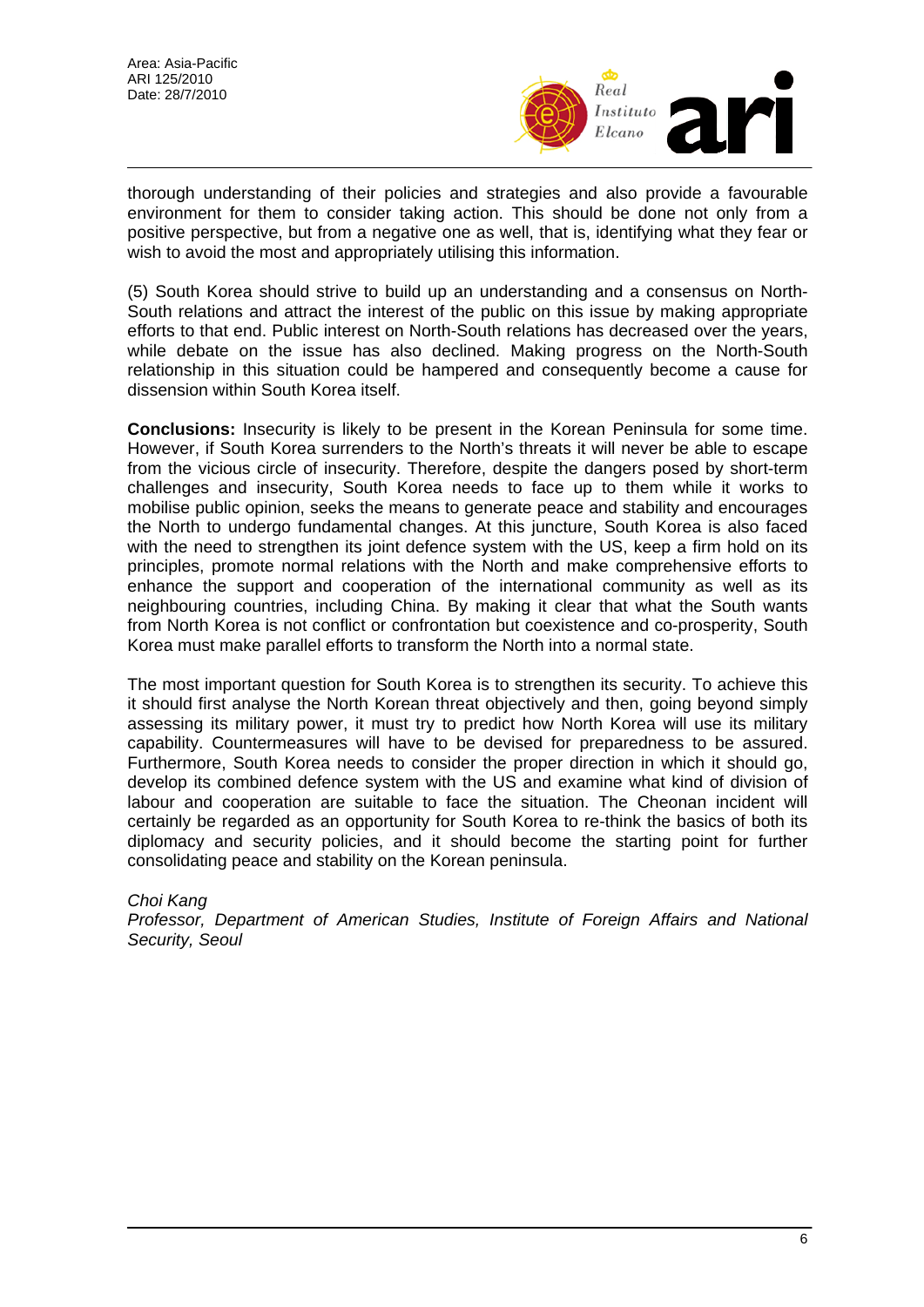thorough understanding of their policies and strategies and also provide a favourable environment for them to consider taking action. This should be done not only from a positive perspective, but from a negative one as well, that is, identifying what they fear or wish to avoid the most and appropriately utilising this information.

(5) South Korea should strive to build up an understanding and a consensus on North-South relations and attract the interest of the public on this issue by making appropriate efforts to that end. Public interest on North-South relations has decreased over the years, while debate on the issue has also declined. Making progress on the North-South relationship in this situation could be hampered and consequently become a cause for dissension within South Korea itself.

**Conclusions:** Insecurity is likely to be present in the Korean Peninsula for some time. However, if South Korea surrenders to the North's threats it will never be able to escape from the vicious circle of insecurity. Therefore, despite the dangers posed by short-term challenges and insecurity, South Korea needs to face up to them while it works to mobilise public opinion, seeks the means to generate peace and stability and encourages the North to undergo fundamental changes. At this juncture, South Korea is also faced with the need to strengthen its joint defence system with the US, keep a firm hold on its principles, promote normal relations with the North and make comprehensive efforts to enhance the support and cooperation of the international community as well as its neighbouring countries, including China. By making it clear that what the South wants from North Korea is not conflict or confrontation but coexistence and co-prosperity, South Korea must make parallel efforts to transform the North into a normal state.

The most important question for South Korea is to strengthen its security. To achieve this it should first analyse the North Korean threat objectively and then, going beyond simply assessing its military power, it must try to predict how North Korea will use its military capability. Countermeasures will have to be devised for preparedness to be assured. Furthermore, South Korea needs to consider the proper direction in which it should go, develop its combined defence system with the US and examine what kind of division of labour and cooperation are suitable to face the situation. The Cheonan incident will certainly be regarded as an opportunity for South Korea to re-think the basics of both its diplomacy and security policies, and it should become the starting point for further consolidating peace and stability on the Korean peninsula.

*Choi Kang*
*Professor, Department of American Studies, Institute of Foreign Affairs and National Security, Seoul*